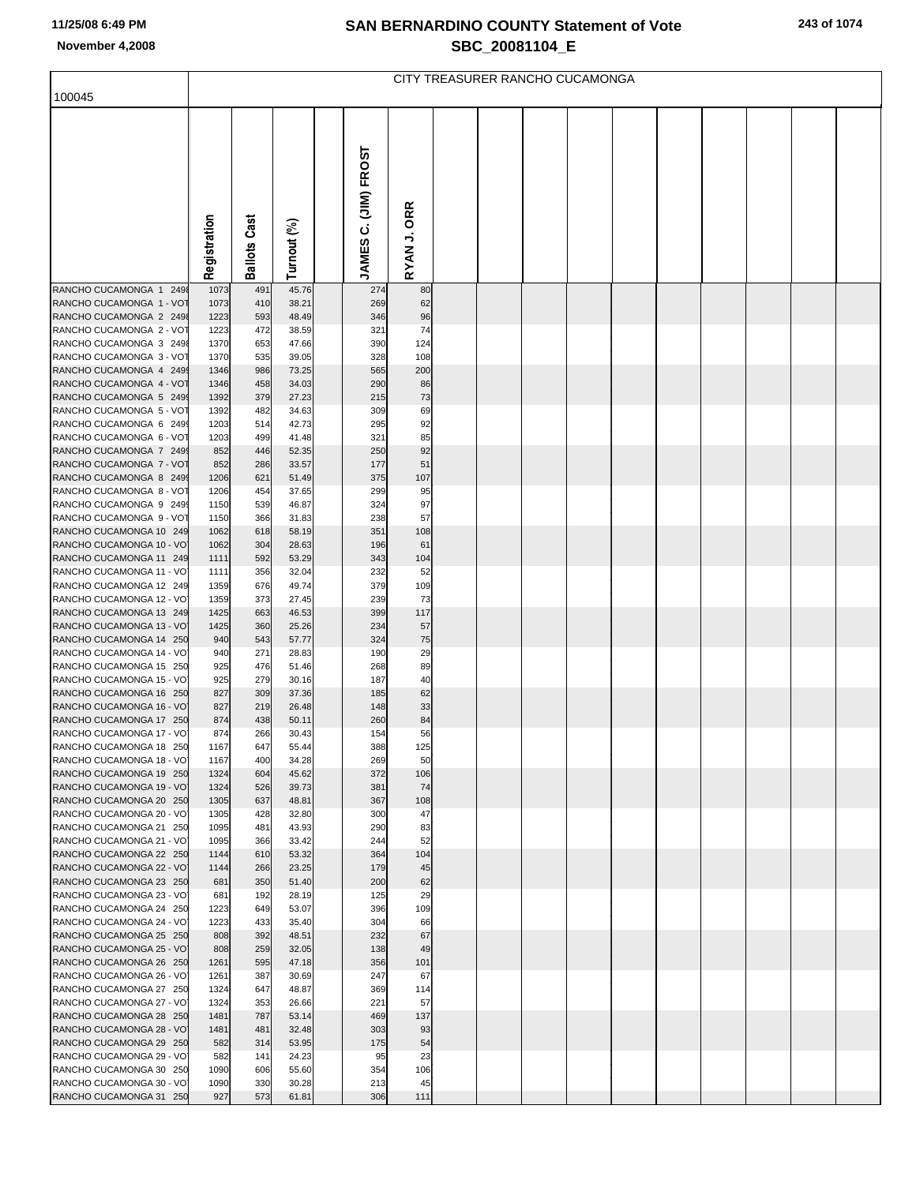# SAN BERNARDINO COUNTY Statement of Vote

## SBC_20081104_E

November 4,2008

100045

CITY TREASURER RANCHO CUCAMONGA

| | Registration | Ballots Cast | Turnout (%) | | JAMES C. (JIM) FROST | RYAN J. ORR |
|---|---|---|---|---|---|---|
| RANCHO CUCAMONGA 1 2498 | 1073 | 491 | 45.76 | | 274 | 80 |
| RANCHO CUCAMONGA 1 - VOT | 1073 | 410 | 38.21 | | 269 | 62 |
| RANCHO CUCAMONGA 2 2498 | 1223 | 593 | 48.49 | | 346 | 96 |
| RANCHO CUCAMONGA 2 - VOT | 1223 | 472 | 38.59 | | 321 | 74 |
| RANCHO CUCAMONGA 3 2498 | 1370 | 653 | 47.66 | | 390 | 124 |
| RANCHO CUCAMONGA 3 - VOT | 1370 | 535 | 39.05 | | 328 | 108 |
| RANCHO CUCAMONGA 4 2499 | 1346 | 986 | 73.25 | | 565 | 200 |
| RANCHO CUCAMONGA 4 - VOT | 1346 | 458 | 34.03 | | 290 | 86 |
| RANCHO CUCAMONGA 5 2499 | 1392 | 379 | 27.23 | | 215 | 73 |
| RANCHO CUCAMONGA 5 - VOT | 1392 | 482 | 34.63 | | 309 | 69 |
| RANCHO CUCAMONGA 6 2499 | 1203 | 514 | 42.73 | | 295 | 92 |
| RANCHO CUCAMONGA 6 - VOT | 1203 | 499 | 41.48 | | 321 | 85 |
| RANCHO CUCAMONGA 7 2499 | 852 | 446 | 52.35 | | 250 | 92 |
| RANCHO CUCAMONGA 7 - VOT | 852 | 286 | 33.57 | | 177 | 51 |
| RANCHO CUCAMONGA 8 2499 | 1206 | 621 | 51.49 | | 375 | 107 |
| RANCHO CUCAMONGA 8 - VOT | 1206 | 454 | 37.65 | | 299 | 95 |
| RANCHO CUCAMONGA 9 2499 | 1150 | 539 | 46.87 | | 324 | 97 |
| RANCHO CUCAMONGA 9 - VOT | 1150 | 366 | 31.83 | | 238 | 57 |
| RANCHO CUCAMONGA 10 249 | 1062 | 618 | 58.19 | | 351 | 108 |
| RANCHO CUCAMONGA 10 - VO | 1062 | 304 | 28.63 | | 196 | 61 |
| RANCHO CUCAMONGA 11 249 | 1111 | 592 | 53.29 | | 343 | 104 |
| RANCHO CUCAMONGA 11 - VO | 1111 | 356 | 32.04 | | 232 | 52 |
| RANCHO CUCAMONGA 12 249 | 1359 | 676 | 49.74 | | 379 | 109 |
| RANCHO CUCAMONGA 12 - VO | 1359 | 373 | 27.45 | | 239 | 73 |
| RANCHO CUCAMONGA 13 249 | 1425 | 663 | 46.53 | | 399 | 117 |
| RANCHO CUCAMONGA 13 - VO | 1425 | 360 | 25.26 | | 234 | 57 |
| RANCHO CUCAMONGA 14 250 | 940 | 543 | 57.77 | | 324 | 75 |
| RANCHO CUCAMONGA 14 - VO | 940 | 271 | 28.83 | | 190 | 29 |
| RANCHO CUCAMONGA 15 250 | 925 | 476 | 51.46 | | 268 | 89 |
| RANCHO CUCAMONGA 15 - VO | 925 | 279 | 30.16 | | 187 | 40 |
| RANCHO CUCAMONGA 16 250 | 827 | 309 | 37.36 | | 185 | 62 |
| RANCHO CUCAMONGA 16 - VO | 827 | 219 | 26.48 | | 148 | 33 |
| RANCHO CUCAMONGA 17 250 | 874 | 438 | 50.11 | | 260 | 84 |
| RANCHO CUCAMONGA 17 - VO | 874 | 266 | 30.43 | | 154 | 56 |
| RANCHO CUCAMONGA 18 250 | 1167 | 647 | 55.44 | | 388 | 125 |
| RANCHO CUCAMONGA 18 - VO | 1167 | 400 | 34.28 | | 269 | 50 |
| RANCHO CUCAMONGA 19 250 | 1324 | 604 | 45.62 | | 372 | 106 |
| RANCHO CUCAMONGA 19 - VO | 1324 | 526 | 39.73 | | 381 | 74 |
| RANCHO CUCAMONGA 20 250 | 1305 | 637 | 48.81 | | 367 | 108 |
| RANCHO CUCAMONGA 20 - VO | 1305 | 428 | 32.80 | | 300 | 47 |
| RANCHO CUCAMONGA 21 250 | 1095 | 481 | 43.93 | | 290 | 83 |
| RANCHO CUCAMONGA 21 - VO | 1095 | 366 | 33.42 | | 244 | 52 |
| RANCHO CUCAMONGA 22 250 | 1144 | 610 | 53.32 | | 364 | 104 |
| RANCHO CUCAMONGA 22 - VO | 1144 | 266 | 23.25 | | 179 | 45 |
| RANCHO CUCAMONGA 23 250 | 681 | 350 | 51.40 | | 200 | 62 |
| RANCHO CUCAMONGA 23 - VO | 681 | 192 | 28.19 | | 125 | 29 |
| RANCHO CUCAMONGA 24 250 | 1223 | 649 | 53.07 | | 396 | 109 |
| RANCHO CUCAMONGA 24 - VO | 1223 | 433 | 35.40 | | 304 | 66 |
| RANCHO CUCAMONGA 25 250 | 808 | 392 | 48.51 | | 232 | 67 |
| RANCHO CUCAMONGA 25 - VO | 808 | 259 | 32.05 | | 138 | 49 |
| RANCHO CUCAMONGA 26 250 | 1261 | 595 | 47.18 | | 356 | 101 |
| RANCHO CUCAMONGA 26 - VO | 1261 | 387 | 30.69 | | 247 | 67 |
| RANCHO CUCAMONGA 27 250 | 1324 | 647 | 48.87 | | 369 | 114 |
| RANCHO CUCAMONGA 27 - VO | 1324 | 353 | 26.66 | | 221 | 57 |
| RANCHO CUCAMONGA 28 250 | 1481 | 787 | 53.14 | | 469 | 137 |
| RANCHO CUCAMONGA 28 - VO | 1481 | 481 | 32.48 | | 303 | 93 |
| RANCHO CUCAMONGA 29 250 | 582 | 314 | 53.95 | | 175 | 54 |
| RANCHO CUCAMONGA 29 - VO | 582 | 141 | 24.23 | | 95 | 23 |
| RANCHO CUCAMONGA 30 250 | 1090 | 606 | 55.60 | | 354 | 106 |
| RANCHO CUCAMONGA 30 - VO | 1090 | 330 | 30.28 | | 213 | 45 |
| RANCHO CUCAMONGA 31 250 | 927 | 573 | 61.81 | | 306 | 111 |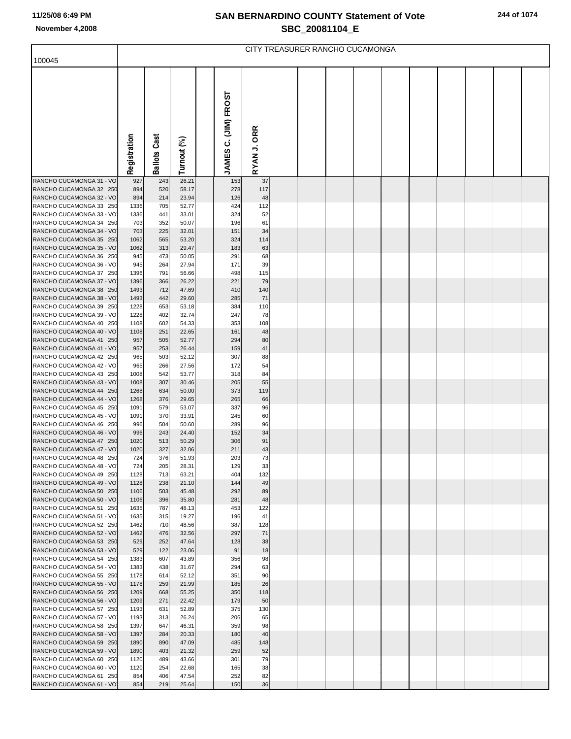# SAN BERNARDINO COUNTY Statement of Vote
## SBC_20081104_E

November 4,2008

## CITY TREASURER RANCHO CUCAMONGA

100045

| | Registration | Ballots Cast | Turnout (%) | | JAMES C. (JIM) FROST | RYAN J. ORR |
|---|---|---|---|---|---|---|
| RANCHO CUCAMONGA 31 - VO | 927 | 243 | 26.21 | | 153 | 37 |
| RANCHO CUCAMONGA 32 250 | 894 | 520 | 58.17 | | 278 | 117 |
| RANCHO CUCAMONGA 32 - VO | 894 | 214 | 23.94 | | 126 | 48 |
| RANCHO CUCAMONGA 33 250 | 1336 | 705 | 52.77 | | 424 | 112 |
| RANCHO CUCAMONGA 33 - VO | 1336 | 441 | 33.01 | | 324 | 52 |
| RANCHO CUCAMONGA 34 250 | 703 | 352 | 50.07 | | 196 | 61 |
| RANCHO CUCAMONGA 34 - VO | 703 | 225 | 32.01 | | 151 | 34 |
| RANCHO CUCAMONGA 35 250 | 1062 | 565 | 53.20 | | 324 | 114 |
| RANCHO CUCAMONGA 35 - VO | 1062 | 313 | 29.47 | | 183 | 63 |
| RANCHO CUCAMONGA 36 250 | 945 | 473 | 50.05 | | 291 | 68 |
| RANCHO CUCAMONGA 36 - VO | 945 | 264 | 27.94 | | 171 | 39 |
| RANCHO CUCAMONGA 37 250 | 1396 | 791 | 56.66 | | 498 | 115 |
| RANCHO CUCAMONGA 37 - VO | 1396 | 366 | 26.22 | | 221 | 79 |
| RANCHO CUCAMONGA 38 250 | 1493 | 712 | 47.69 | | 410 | 140 |
| RANCHO CUCAMONGA 38 - VO | 1493 | 442 | 29.60 | | 285 | 71 |
| RANCHO CUCAMONGA 39 250 | 1228 | 653 | 53.18 | | 384 | 110 |
| RANCHO CUCAMONGA 39 - VO | 1228 | 402 | 32.74 | | 247 | 78 |
| RANCHO CUCAMONGA 40 250 | 1108 | 602 | 54.33 | | 353 | 108 |
| RANCHO CUCAMONGA 40 - VO | 1108 | 251 | 22.65 | | 161 | 48 |
| RANCHO CUCAMONGA 41 250 | 957 | 505 | 52.77 | | 294 | 80 |
| RANCHO CUCAMONGA 41 - VO | 957 | 253 | 26.44 | | 159 | 41 |
| RANCHO CUCAMONGA 42 250 | 965 | 503 | 52.12 | | 307 | 88 |
| RANCHO CUCAMONGA 42 - VO | 965 | 266 | 27.56 | | 172 | 54 |
| RANCHO CUCAMONGA 43 250 | 1008 | 542 | 53.77 | | 318 | 84 |
| RANCHO CUCAMONGA 43 - VO | 1008 | 307 | 30.46 | | 205 | 55 |
| RANCHO CUCAMONGA 44 250 | 1268 | 634 | 50.00 | | 373 | 119 |
| RANCHO CUCAMONGA 44 - VO | 1268 | 376 | 29.65 | | 265 | 66 |
| RANCHO CUCAMONGA 45 250 | 1091 | 579 | 53.07 | | 337 | 96 |
| RANCHO CUCAMONGA 45 - VO | 1091 | 370 | 33.91 | | 245 | 60 |
| RANCHO CUCAMONGA 46 250 | 996 | 504 | 50.60 | | 289 | 96 |
| RANCHO CUCAMONGA 46 - VO | 996 | 243 | 24.40 | | 152 | 34 |
| RANCHO CUCAMONGA 47 250 | 1020 | 513 | 50.29 | | 306 | 91 |
| RANCHO CUCAMONGA 47 - VO | 1020 | 327 | 32.06 | | 211 | 43 |
| RANCHO CUCAMONGA 48 250 | 724 | 376 | 51.93 | | 203 | 73 |
| RANCHO CUCAMONGA 48 - VO | 724 | 205 | 28.31 | | 129 | 33 |
| RANCHO CUCAMONGA 49 250 | 1128 | 713 | 63.21 | | 404 | 132 |
| RANCHO CUCAMONGA 49 - VO | 1128 | 238 | 21.10 | | 144 | 49 |
| RANCHO CUCAMONGA 50 250 | 1106 | 503 | 45.48 | | 292 | 89 |
| RANCHO CUCAMONGA 50 - VO | 1106 | 396 | 35.80 | | 281 | 48 |
| RANCHO CUCAMONGA 51 250 | 1635 | 787 | 48.13 | | 453 | 122 |
| RANCHO CUCAMONGA 51 - VO | 1635 | 315 | 19.27 | | 196 | 41 |
| RANCHO CUCAMONGA 52 250 | 1462 | 710 | 48.56 | | 387 | 128 |
| RANCHO CUCAMONGA 52 - VO | 1462 | 476 | 32.56 | | 297 | 71 |
| RANCHO CUCAMONGA 53 250 | 529 | 252 | 47.64 | | 128 | 38 |
| RANCHO CUCAMONGA 53 - VO | 529 | 122 | 23.06 | | 91 | 18 |
| RANCHO CUCAMONGA 54 250 | 1383 | 607 | 43.89 | | 356 | 98 |
| RANCHO CUCAMONGA 54 - VO | 1383 | 438 | 31.67 | | 294 | 63 |
| RANCHO CUCAMONGA 55 250 | 1178 | 614 | 52.12 | | 351 | 90 |
| RANCHO CUCAMONGA 55 - VO | 1178 | 259 | 21.99 | | 185 | 26 |
| RANCHO CUCAMONGA 56 250 | 1209 | 668 | 55.25 | | 350 | 118 |
| RANCHO CUCAMONGA 56 - VO | 1209 | 271 | 22.42 | | 179 | 50 |
| RANCHO CUCAMONGA 57 250 | 1193 | 631 | 52.89 | | 375 | 130 |
| RANCHO CUCAMONGA 57 - VO | 1193 | 313 | 26.24 | | 206 | 65 |
| RANCHO CUCAMONGA 58 250 | 1397 | 647 | 46.31 | | 359 | 98 |
| RANCHO CUCAMONGA 58 - VO | 1397 | 284 | 20.33 | | 180 | 40 |
| RANCHO CUCAMONGA 59 250 | 1890 | 890 | 47.09 | | 485 | 148 |
| RANCHO CUCAMONGA 59 - VO | 1890 | 403 | 21.32 | | 259 | 52 |
| RANCHO CUCAMONGA 60 250 | 1120 | 489 | 43.66 | | 301 | 79 |
| RANCHO CUCAMONGA 60 - VO | 1120 | 254 | 22.68 | | 165 | 38 |
| RANCHO CUCAMONGA 61 250 | 854 | 406 | 47.54 | | 252 | 82 |
| RANCHO CUCAMONGA 61 - VO | 854 | 219 | 25.64 | | 150 | 36 |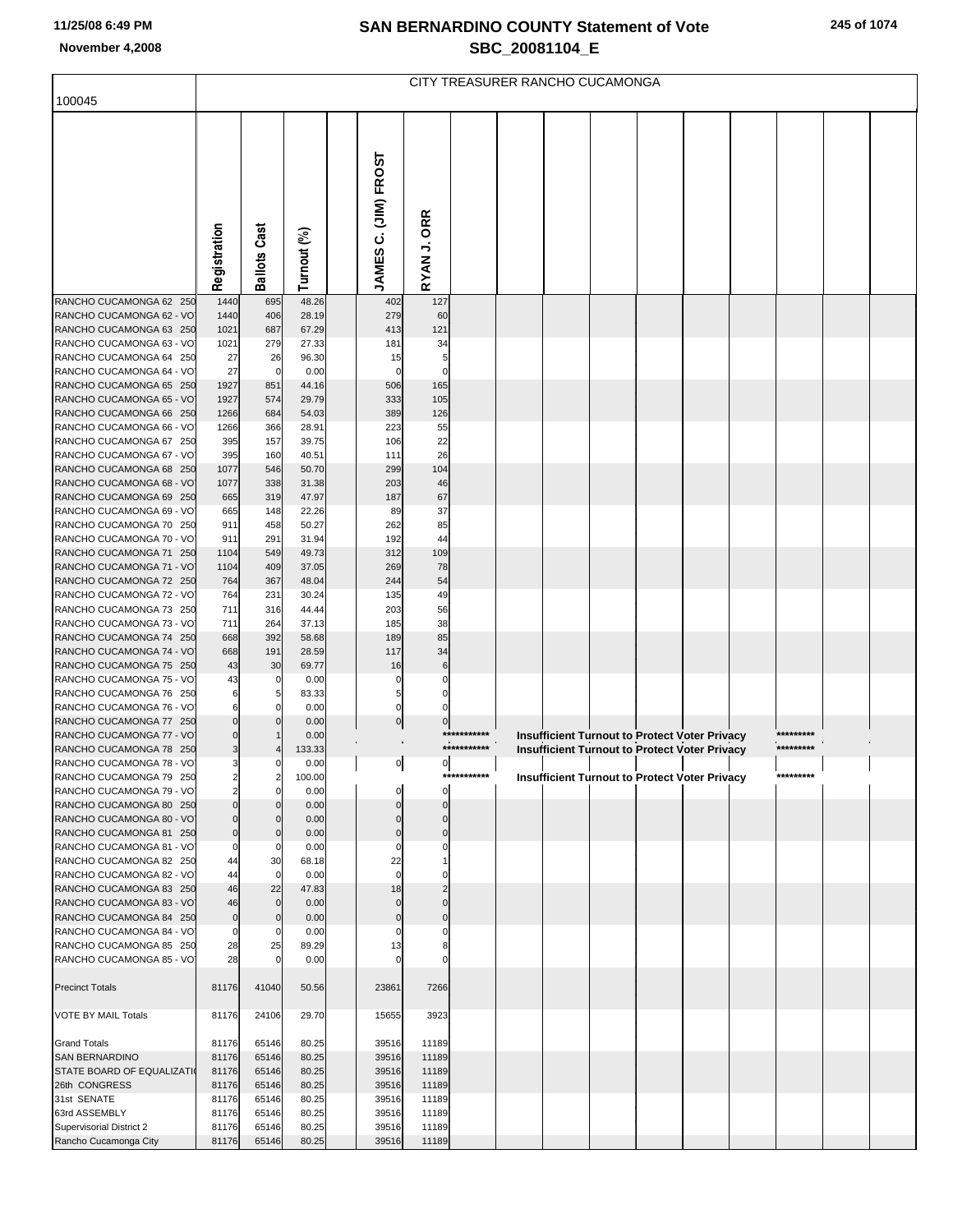# CITY TREASURER RANCHO CUCAMONGA

100045

| | Registration | Ballots Cast | Turnout (%) | | JAMES C. (JIM) FROST | RYAN J. ORR |
|---|---|---|---|---|---|---|
| RANCHO CUCAMONGA 62 250 | 1440 | 695 | 48.26 | | 402 | 127 |
| RANCHO CUCAMONGA 62 - VO | 1440 | 406 | 28.19 | | 279 | 60 |
| RANCHO CUCAMONGA 63 250 | 1021 | 687 | 67.29 | | 413 | 121 |
| RANCHO CUCAMONGA 63 - VO | 1021 | 279 | 27.33 | | 181 | 34 |
| RANCHO CUCAMONGA 64 250 | 27 | 26 | 96.30 | | 15 | 5 |
| RANCHO CUCAMONGA 64 - VO | 27 | 0 | 0.00 | | 0 | 0 |
| RANCHO CUCAMONGA 65 250 | 1927 | 851 | 44.16 | | 506 | 165 |
| RANCHO CUCAMONGA 65 - VO | 1927 | 574 | 29.79 | | 333 | 105 |
| RANCHO CUCAMONGA 66 250 | 1266 | 684 | 54.03 | | 389 | 126 |
| RANCHO CUCAMONGA 66 - VO | 1266 | 366 | 28.91 | | 223 | 55 |
| RANCHO CUCAMONGA 67 250 | 395 | 157 | 39.75 | | 106 | 22 |
| RANCHO CUCAMONGA 67 - VO | 395 | 160 | 40.51 | | 111 | 26 |
| RANCHO CUCAMONGA 68 250 | 1077 | 546 | 50.70 | | 299 | 104 |
| RANCHO CUCAMONGA 68 - VO | 1077 | 338 | 31.38 | | 203 | 46 |
| RANCHO CUCAMONGA 69 250 | 665 | 319 | 47.97 | | 187 | 67 |
| RANCHO CUCAMONGA 69 - VO | 665 | 148 | 22.26 | | 89 | 37 |
| RANCHO CUCAMONGA 70 250 | 911 | 458 | 50.27 | | 262 | 85 |
| RANCHO CUCAMONGA 70 - VO | 911 | 291 | 31.94 | | 192 | 44 |
| RANCHO CUCAMONGA 71 250 | 1104 | 549 | 49.73 | | 312 | 109 |
| RANCHO CUCAMONGA 71 - VO | 1104 | 409 | 37.05 | | 269 | 78 |
| RANCHO CUCAMONGA 72 250 | 764 | 367 | 48.04 | | 244 | 54 |
| RANCHO CUCAMONGA 72 - VO | 764 | 231 | 30.24 | | 135 | 49 |
| RANCHO CUCAMONGA 73 250 | 711 | 316 | 44.44 | | 203 | 56 |
| RANCHO CUCAMONGA 73 - VO | 711 | 264 | 37.13 | | 185 | 38 |
| RANCHO CUCAMONGA 74 250 | 668 | 392 | 58.68 | | 189 | 85 |
| RANCHO CUCAMONGA 74 - VO | 668 | 191 | 28.59 | | 117 | 34 |
| RANCHO CUCAMONGA 75 250 | 43 | 30 | 69.77 | | 16 | 6 |
| RANCHO CUCAMONGA 75 - VO | 43 | 0 | 0.00 | | 0 | 0 |
| RANCHO CUCAMONGA 76 250 | 6 | 5 | 83.33 | | 5 | 0 |
| RANCHO CUCAMONGA 76 - VO | 6 | 0 | 0.00 | | 0 | 0 |
| RANCHO CUCAMONGA 77 250 | 0 | 0 | 0.00 | | 0 | 0 |
| RANCHO CUCAMONGA 77 - VO | 0 | 1 | 0.00 | | *********** Insufficient Turnout to Protect Voter Privacy ********* | |
| RANCHO CUCAMONGA 78 250 | 3 | 4 | 133.33 | | *********** Insufficient Turnout to Protect Voter Privacy ********* | |
| RANCHO CUCAMONGA 78 - VO | 3 | 0 | 0.00 | | 0 | 0 |
| RANCHO CUCAMONGA 79 250 | 2 | 2 | 100.00 | | *********** Insufficient Turnout to Protect Voter Privacy ********* | |
| RANCHO CUCAMONGA 79 - VO | 2 | 0 | 0.00 | | 0 | 0 |
| RANCHO CUCAMONGA 80 250 | 0 | 0 | 0.00 | | 0 | 0 |
| RANCHO CUCAMONGA 80 - VO | 0 | 0 | 0.00 | | 0 | 0 |
| RANCHO CUCAMONGA 81 250 | 0 | 0 | 0.00 | | 0 | 0 |
| RANCHO CUCAMONGA 81 - VO | 0 | 0 | 0.00 | | 0 | 0 |
| RANCHO CUCAMONGA 82 250 | 44 | 30 | 68.18 | | 22 | 1 |
| RANCHO CUCAMONGA 82 - VO | 44 | 0 | 0.00 | | 0 | 0 |
| RANCHO CUCAMONGA 83 250 | 46 | 22 | 47.83 | | 18 | 2 |
| RANCHO CUCAMONGA 83 - VO | 46 | 0 | 0.00 | | 0 | 0 |
| RANCHO CUCAMONGA 84 250 | 0 | 0 | 0.00 | | 0 | 0 |
| RANCHO CUCAMONGA 84 - VO | 0 | 0 | 0.00 | | 0 | 0 |
| RANCHO CUCAMONGA 85 250 | 28 | 25 | 89.29 | | 13 | 8 |
| RANCHO CUCAMONGA 85 - VO | 28 | 0 | 0.00 | | 0 | 0 |
| Precinct Totals | 81176 | 41040 | 50.56 | | 23861 | 7266 |
| VOTE BY MAIL Totals | 81176 | 24106 | 29.70 | | 15655 | 3923 |
| Grand Totals | 81176 | 65146 | 80.25 | | 39516 | 11189 |
| SAN BERNARDINO | 81176 | 65146 | 80.25 | | 39516 | 11189 |
| STATE BOARD OF EQUALIZATI | 81176 | 65146 | 80.25 | | 39516 | 11189 |
| 26th CONGRESS | 81176 | 65146 | 80.25 | | 39516 | 11189 |
| 31st SENATE | 81176 | 65146 | 80.25 | | 39516 | 11189 |
| 63rd ASSEMBLY | 81176 | 65146 | 80.25 | | 39516 | 11189 |
| Supervisorial District 2 | 81176 | 65146 | 80.25 | | 39516 | 11189 |
| Rancho Cucamonga City | 81176 | 65146 | 80.25 | | 39516 | 11189 |